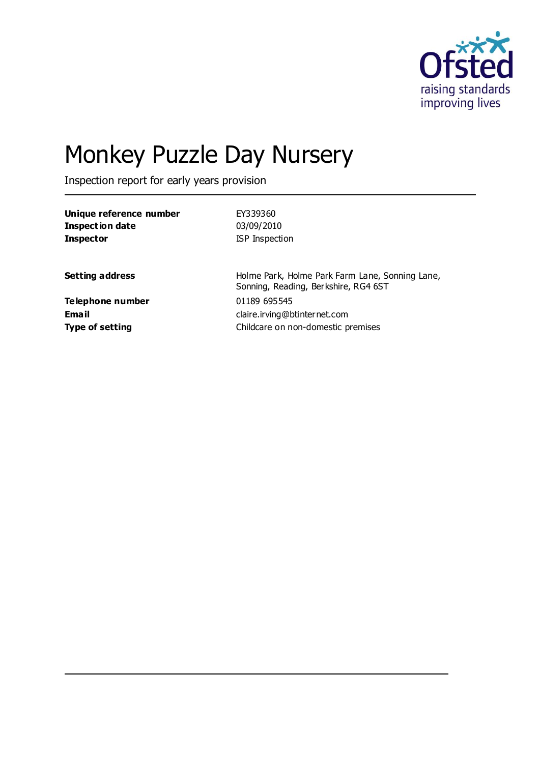# Monkey Puzzle Day Nursery

Inspection report for early years provision

| | |
|---|---|
| **Unique reference number** | EY339360 |
| **Inspection date** | 03/09/2010 |
| **Inspector** | ISP Inspection |
| | |
| **Setting address** | Holme Park, Holme Park Farm Lane, Sonning Lane, Sonning, Reading, Berkshire, RG4 6ST |
| **Telephone number** | 01189 695545 |
| **Email** | claire.irving@btinternet.com |
| **Type of setting** | Childcare on non-domestic premises |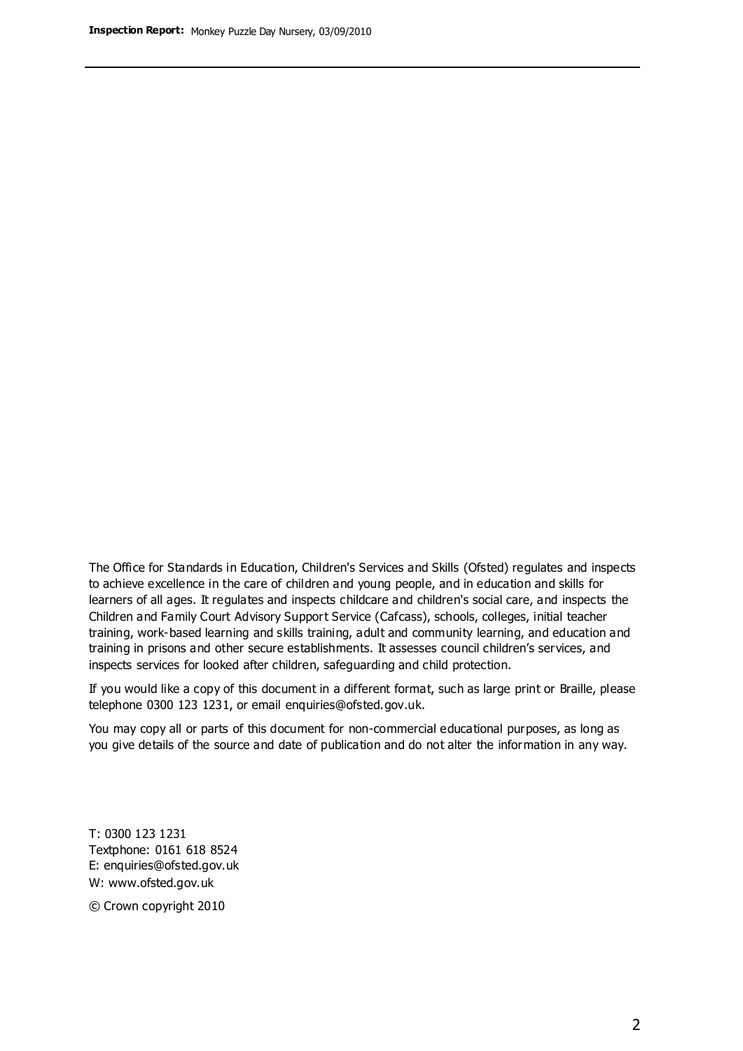The Office for Standards in Education, Children's Services and Skills (Ofsted) regulates and inspects to achieve excellence in the care of children and young people, and in education and skills for learners of all ages. It regulates and inspects childcare and children's social care, and inspects the Children and Family Court Advisory Support Service (Cafcass), schools, colleges, initial teacher training, work-based learning and skills training, adult and community learning, and education and training in prisons and other secure establishments. It assesses council children's services, and inspects services for looked after children, safeguarding and child protection.

If you would like a copy of this document in a different format, such as large print or Braille, please telephone 0300 123 1231, or email enquiries@ofsted.gov.uk.

You may copy all or parts of this document for non-commercial educational purposes, as long as you give details of the source and date of publication and do not alter the information in any way.

T: 0300 123 1231
Textphone: 0161 618 8524
E: enquiries@ofsted.gov.uk
W: www.ofsted.gov.uk

© Crown copyright 2010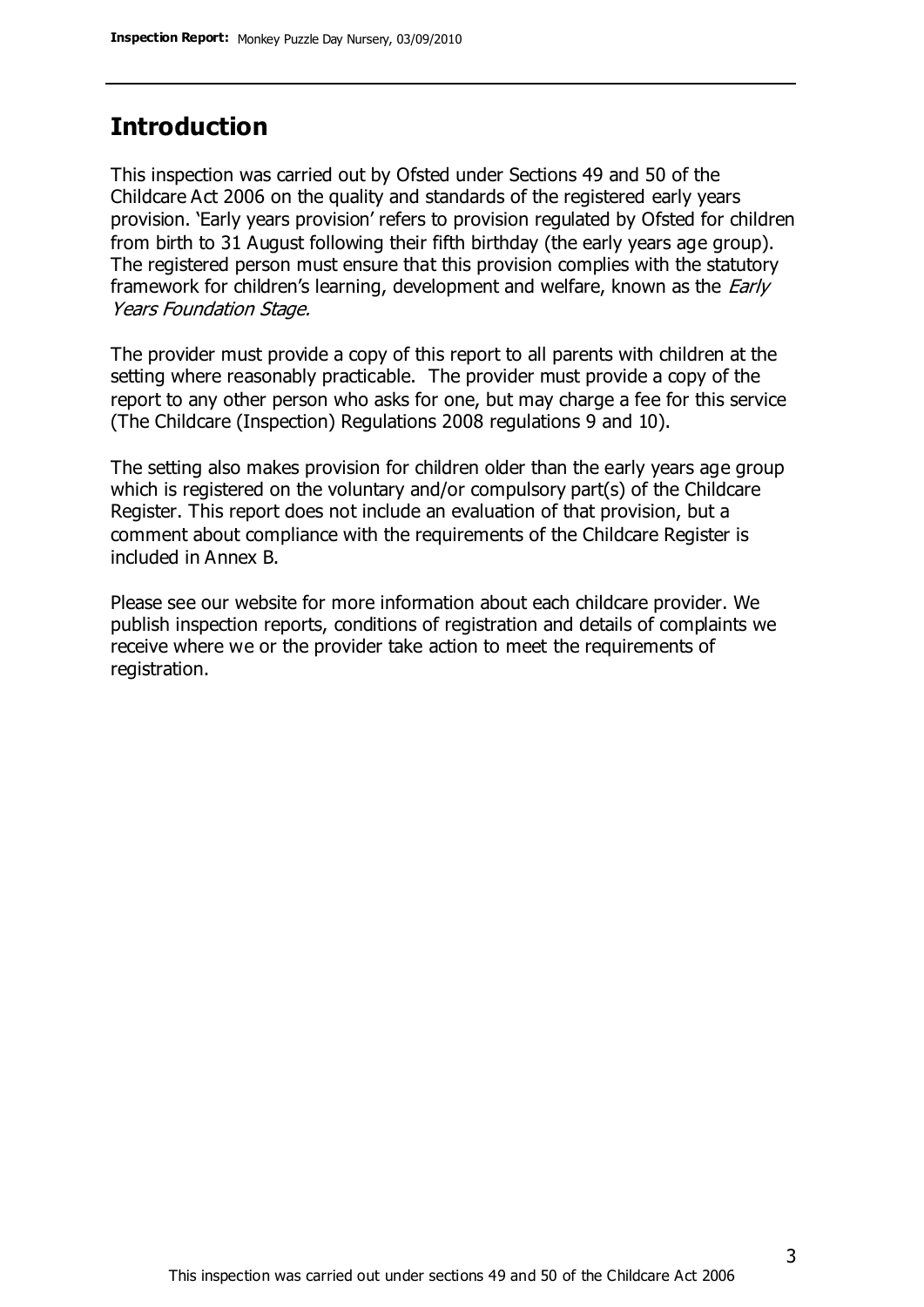## Introduction

This inspection was carried out by Ofsted under Sections 49 and 50 of the Childcare Act 2006 on the quality and standards of the registered early years provision. 'Early years provision' refers to provision regulated by Ofsted for children from birth to 31 August following their fifth birthday (the early years age group). The registered person must ensure that this provision complies with the statutory framework for children's learning, development and welfare, known as the *Early Years Foundation Stage.*

The provider must provide a copy of this report to all parents with children at the setting where reasonably practicable. The provider must provide a copy of the report to any other person who asks for one, but may charge a fee for this service (The Childcare (Inspection) Regulations 2008 regulations 9 and 10).

The setting also makes provision for children older than the early years age group which is registered on the voluntary and/or compulsory part(s) of the Childcare Register. This report does not include an evaluation of that provision, but a comment about compliance with the requirements of the Childcare Register is included in Annex B.

Please see our website for more information about each childcare provider. We publish inspection reports, conditions of registration and details of complaints we receive where we or the provider take action to meet the requirements of registration.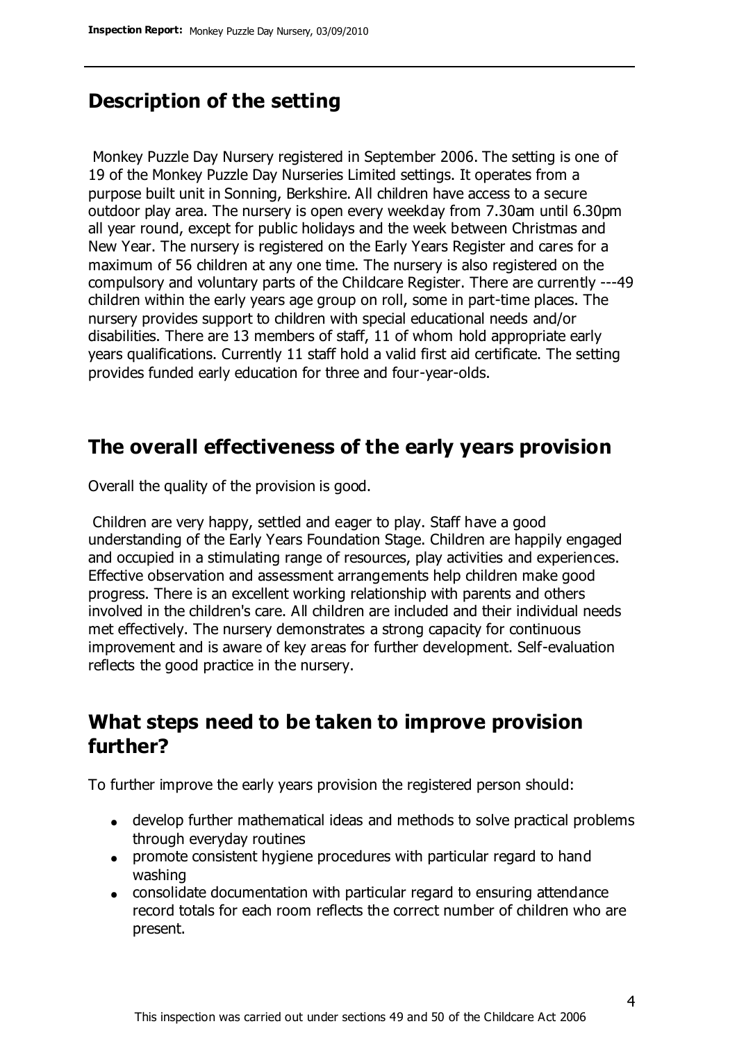## Description of the setting

Monkey Puzzle Day Nursery registered in September 2006. The setting is one of 19 of the Monkey Puzzle Day Nurseries Limited settings. It operates from a purpose built unit in Sonning, Berkshire. All children have access to a secure outdoor play area. The nursery is open every weekday from 7.30am until 6.30pm all year round, except for public holidays and the week between Christmas and New Year. The nursery is registered on the Early Years Register and cares for a maximum of 56 children at any one time. The nursery is also registered on the compulsory and voluntary parts of the Childcare Register. There are currently ---49 children within the early years age group on roll, some in part-time places. The nursery provides support to children with special educational needs and/or disabilities. There are 13 members of staff, 11 of whom hold appropriate early years qualifications. Currently 11 staff hold a valid first aid certificate. The setting provides funded early education for three and four-year-olds.

## The overall effectiveness of the early years provision

Overall the quality of the provision is good.

Children are very happy, settled and eager to play. Staff have a good understanding of the Early Years Foundation Stage. Children are happily engaged and occupied in a stimulating range of resources, play activities and experiences. Effective observation and assessment arrangements help children make good progress. There is an excellent working relationship with parents and others involved in the children's care. All children are included and their individual needs met effectively. The nursery demonstrates a strong capacity for continuous improvement and is aware of key areas for further development. Self-evaluation reflects the good practice in the nursery.

## What steps need to be taken to improve provision further?

To further improve the early years provision the registered person should:

- develop further mathematical ideas and methods to solve practical problems through everyday routines
- promote consistent hygiene procedures with particular regard to hand washing
- consolidate documentation with particular regard to ensuring attendance record totals for each room reflects the correct number of children who are present.

This inspection was carried out under sections 49 and 50 of the Childcare Act 2006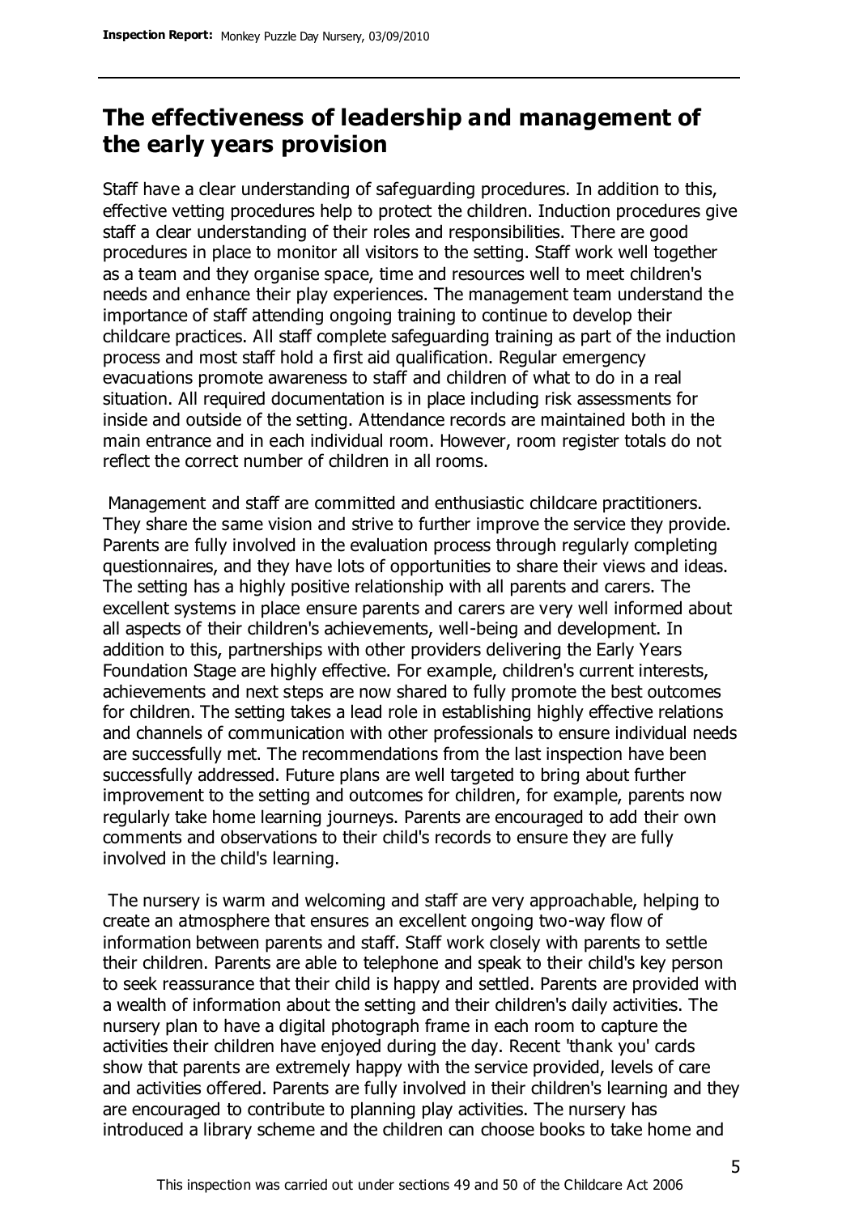## The effectiveness of leadership and management of the early years provision

Staff have a clear understanding of safeguarding procedures. In addition to this, effective vetting procedures help to protect the children. Induction procedures give staff a clear understanding of their roles and responsibilities. There are good procedures in place to monitor all visitors to the setting. Staff work well together as a team and they organise space, time and resources well to meet children's needs and enhance their play experiences. The management team understand the importance of staff attending ongoing training to continue to develop their childcare practices. All staff complete safeguarding training as part of the induction process and most staff hold a first aid qualification. Regular emergency evacuations promote awareness to staff and children of what to do in a real situation. All required documentation is in place including risk assessments for inside and outside of the setting. Attendance records are maintained both in the main entrance and in each individual room. However, room register totals do not reflect the correct number of children in all rooms.

Management and staff are committed and enthusiastic childcare practitioners. They share the same vision and strive to further improve the service they provide. Parents are fully involved in the evaluation process through regularly completing questionnaires, and they have lots of opportunities to share their views and ideas. The setting has a highly positive relationship with all parents and carers. The excellent systems in place ensure parents and carers are very well informed about all aspects of their children's achievements, well-being and development. In addition to this, partnerships with other providers delivering the Early Years Foundation Stage are highly effective. For example, children's current interests, achievements and next steps are now shared to fully promote the best outcomes for children. The setting takes a lead role in establishing highly effective relations and channels of communication with other professionals to ensure individual needs are successfully met. The recommendations from the last inspection have been successfully addressed. Future plans are well targeted to bring about further improvement to the setting and outcomes for children, for example, parents now regularly take home learning journeys. Parents are encouraged to add their own comments and observations to their child's records to ensure they are fully involved in the child's learning.

The nursery is warm and welcoming and staff are very approachable, helping to create an atmosphere that ensures an excellent ongoing two-way flow of information between parents and staff. Staff work closely with parents to settle their children. Parents are able to telephone and speak to their child's key person to seek reassurance that their child is happy and settled. Parents are provided with a wealth of information about the setting and their children's daily activities. The nursery plan to have a digital photograph frame in each room to capture the activities their children have enjoyed during the day. Recent 'thank you' cards show that parents are extremely happy with the service provided, levels of care and activities offered. Parents are fully involved in their children's learning and they are encouraged to contribute to planning play activities. The nursery has introduced a library scheme and the children can choose books to take home and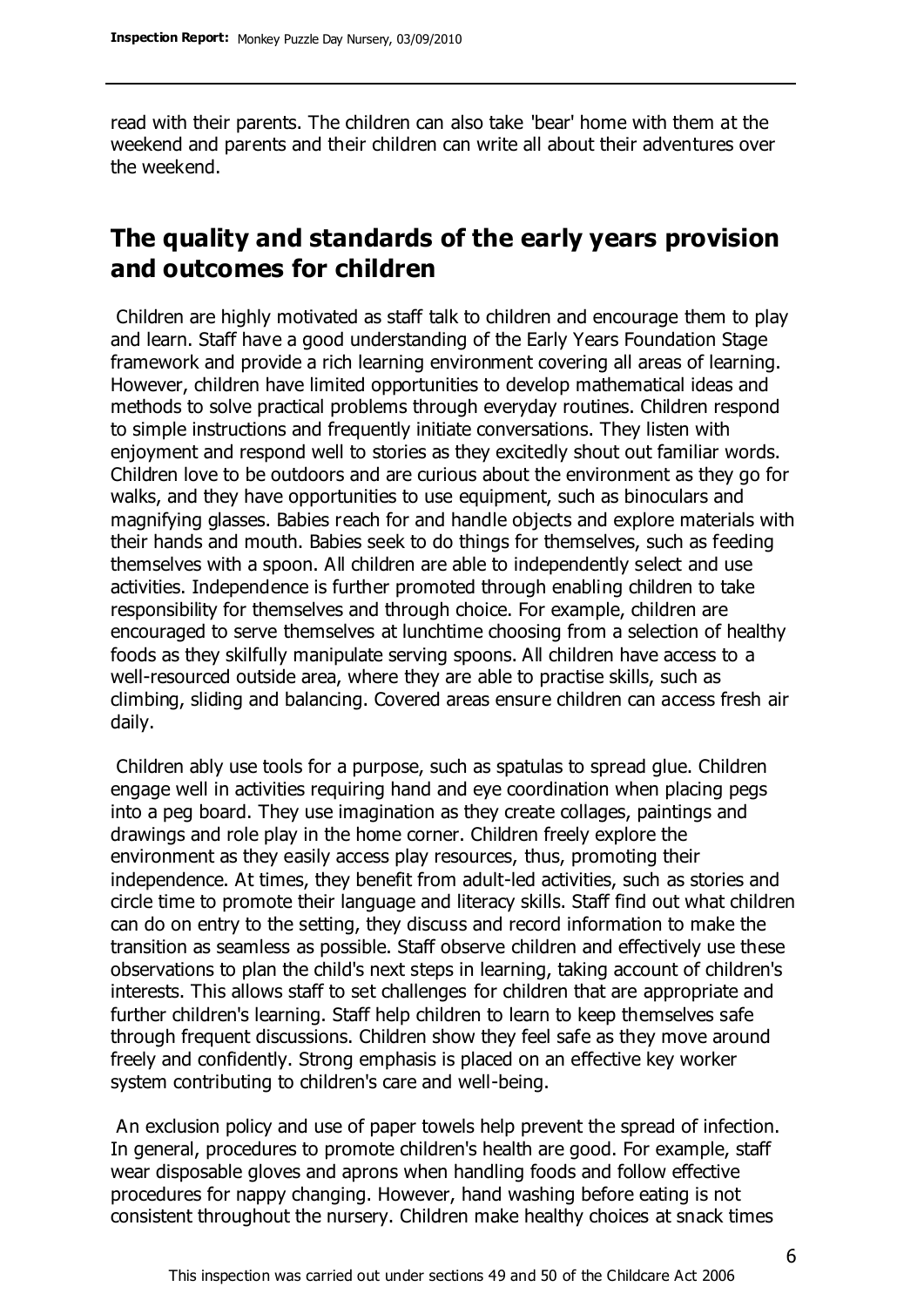read with their parents. The children can also take 'bear' home with them at the weekend and parents and their children can write all about their adventures over the weekend.

## The quality and standards of the early years provision and outcomes for children

Children are highly motivated as staff talk to children and encourage them to play and learn. Staff have a good understanding of the Early Years Foundation Stage framework and provide a rich learning environment covering all areas of learning. However, children have limited opportunities to develop mathematical ideas and methods to solve practical problems through everyday routines. Children respond to simple instructions and frequently initiate conversations. They listen with enjoyment and respond well to stories as they excitedly shout out familiar words. Children love to be outdoors and are curious about the environment as they go for walks, and they have opportunities to use equipment, such as binoculars and magnifying glasses. Babies reach for and handle objects and explore materials with their hands and mouth. Babies seek to do things for themselves, such as feeding themselves with a spoon. All children are able to independently select and use activities. Independence is further promoted through enabling children to take responsibility for themselves and through choice. For example, children are encouraged to serve themselves at lunchtime choosing from a selection of healthy foods as they skilfully manipulate serving spoons. All children have access to a well-resourced outside area, where they are able to practise skills, such as climbing, sliding and balancing. Covered areas ensure children can access fresh air daily.

Children ably use tools for a purpose, such as spatulas to spread glue. Children engage well in activities requiring hand and eye coordination when placing pegs into a peg board. They use imagination as they create collages, paintings and drawings and role play in the home corner. Children freely explore the environment as they easily access play resources, thus, promoting their independence. At times, they benefit from adult-led activities, such as stories and circle time to promote their language and literacy skills. Staff find out what children can do on entry to the setting, they discuss and record information to make the transition as seamless as possible. Staff observe children and effectively use these observations to plan the child's next steps in learning, taking account of children's interests. This allows staff to set challenges for children that are appropriate and further children's learning. Staff help children to learn to keep themselves safe through frequent discussions. Children show they feel safe as they move around freely and confidently. Strong emphasis is placed on an effective key worker system contributing to children's care and well-being.

An exclusion policy and use of paper towels help prevent the spread of infection. In general, procedures to promote children's health are good. For example, staff wear disposable gloves and aprons when handling foods and follow effective procedures for nappy changing. However, hand washing before eating is not consistent throughout the nursery. Children make healthy choices at snack times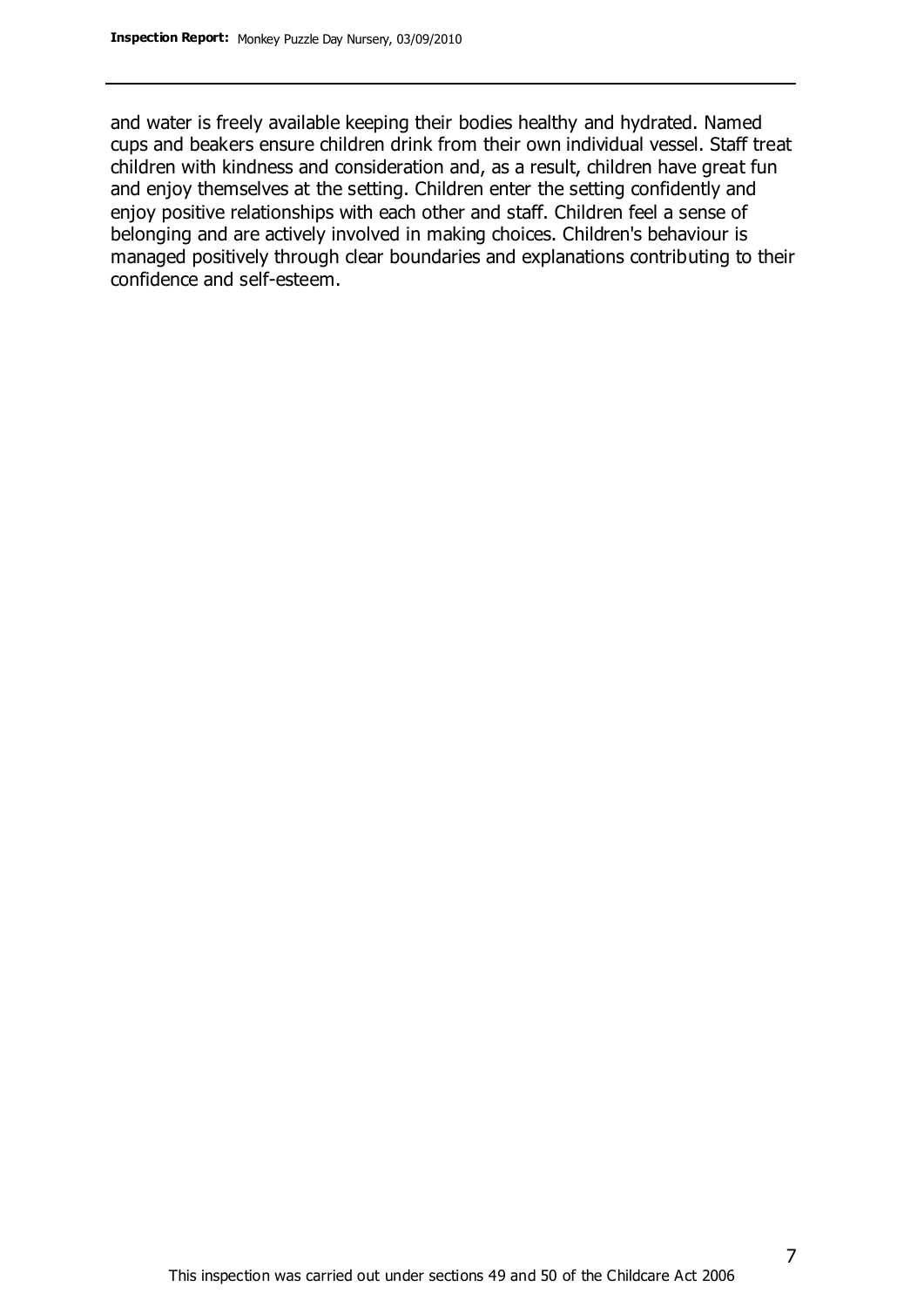and water is freely available keeping their bodies healthy and hydrated. Named cups and beakers ensure children drink from their own individual vessel. Staff treat children with kindness and consideration and, as a result, children have great fun and enjoy themselves at the setting. Children enter the setting confidently and enjoy positive relationships with each other and staff. Children feel a sense of belonging and are actively involved in making choices. Children's behaviour is managed positively through clear boundaries and explanations contributing to their confidence and self-esteem.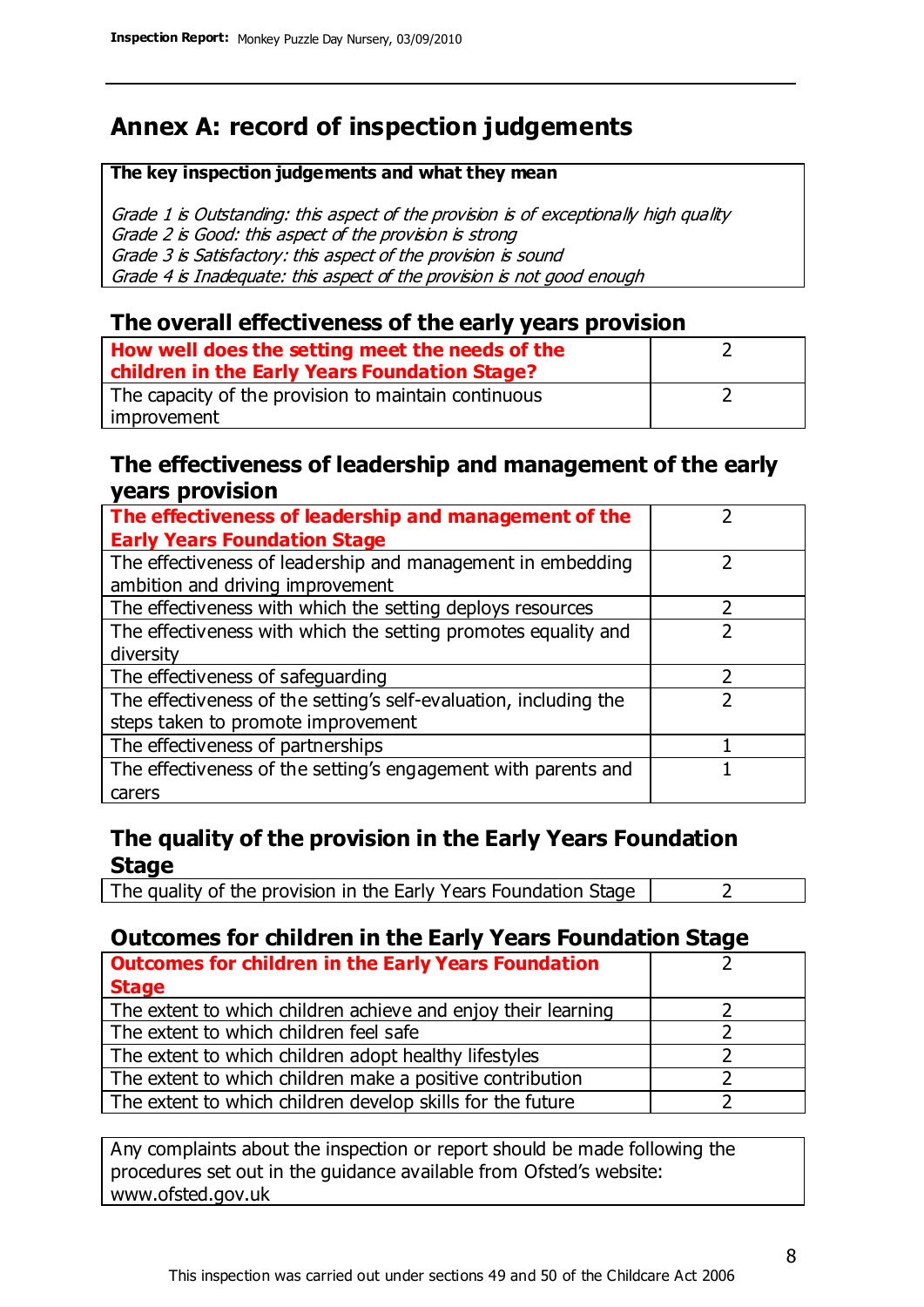# Annex A: record of inspection judgements

**The key inspection judgements and what they mean**

*Grade 1 is Outstanding: this aspect of the provision is of exceptionally high quality*
*Grade 2 is Good: this aspect of the provision is strong*
*Grade 3 is Satisfactory: this aspect of the provision is sound*
*Grade 4 is Inadequate: this aspect of the provision is not good enough*

## The overall effectiveness of the early years provision

| | |
|---|---|
| **How well does the setting meet the needs of the children in the Early Years Foundation Stage?** | 2 |
| The capacity of the provision to maintain continuous improvement | 2 |

## The effectiveness of leadership and management of the early years provision

| | |
|---|---|
| **The effectiveness of leadership and management of the Early Years Foundation Stage** | 2 |
| The effectiveness of leadership and management in embedding ambition and driving improvement | 2 |
| The effectiveness with which the setting deploys resources | 2 |
| The effectiveness with which the setting promotes equality and diversity | 2 |
| The effectiveness of safeguarding | 2 |
| The effectiveness of the setting's self-evaluation, including the steps taken to promote improvement | 2 |
| The effectiveness of partnerships | 1 |
| The effectiveness of the setting's engagement with parents and carers | 1 |

## The quality of the provision in the Early Years Foundation Stage

| | |
|---|---|
| The quality of the provision in the Early Years Foundation Stage | 2 |

## Outcomes for children in the Early Years Foundation Stage

| | |
|---|---|
| **Outcomes for children in the Early Years Foundation Stage** | 2 |
| The extent to which children achieve and enjoy their learning | 2 |
| The extent to which children feel safe | 2 |
| The extent to which children adopt healthy lifestyles | 2 |
| The extent to which children make a positive contribution | 2 |
| The extent to which children develop skills for the future | 2 |

Any complaints about the inspection or report should be made following the procedures set out in the guidance available from Ofsted's website: www.ofsted.gov.uk

This inspection was carried out under sections 49 and 50 of the Childcare Act 2006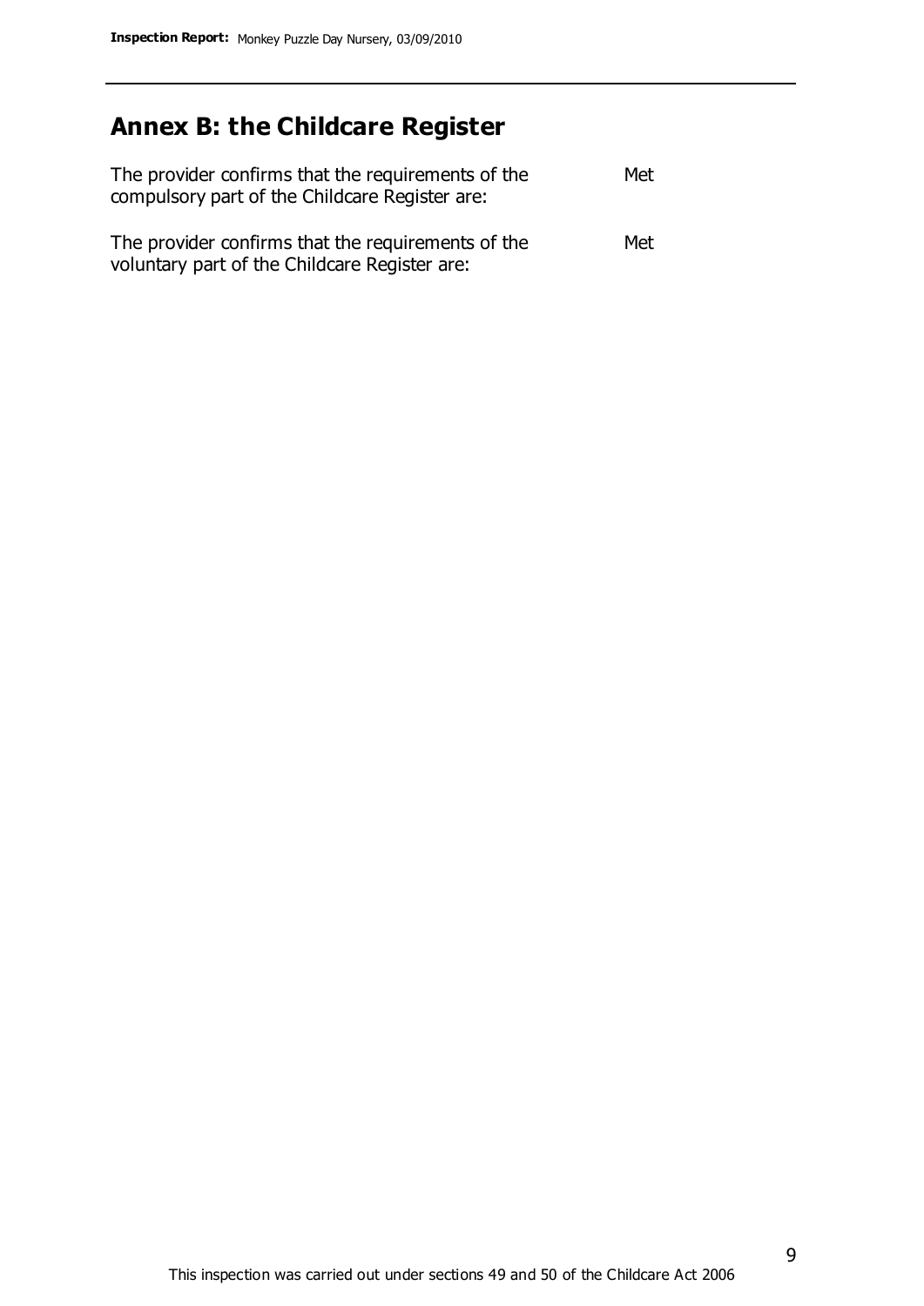## Annex B: the Childcare Register

| | |
|---|---|
| The provider confirms that the requirements of the compulsory part of the Childcare Register are: | Met |
| The provider confirms that the requirements of the voluntary part of the Childcare Register are: | Met |

This inspection was carried out under sections 49 and 50 of the Childcare Act 2006